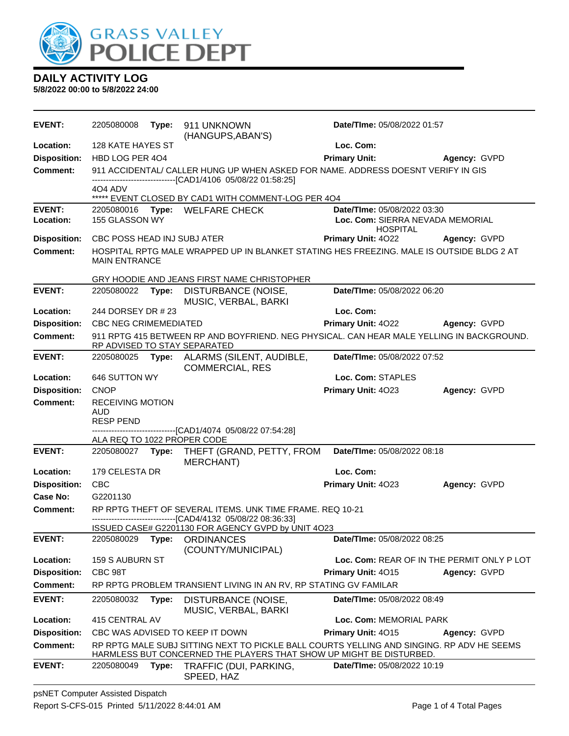# GRASS VALLEY POLICE DEPT

## DAILY ACTIVITY LOG

**5/8/2022 00:00 to 5/8/2022 24:00**

---

**EVENT:** 2205080008 **Type:** 911 UNKNOWN (HANGUPS,ABAN'S) **Date/TIme:** 05/08/2022 01:57
**Location:** 128 KATE HAYES ST **Loc. Com:**
**Disposition:** HBD LOG PER 4O4 **Primary Unit:** **Agency:** GVPD
**Comment:** 911 ACCIDENTAL/ CALLER HUNG UP WHEN ASKED FOR NAME. ADDRESS DOESNT VERIFY IN GIS
------------------------------[CAD1/4106 05/08/22 01:58:25]
4O4 ADV
***** EVENT CLOSED BY CAD1 WITH COMMENT-LOG PER 4O4

---

**EVENT:** 2205080016 **Type:** WELFARE CHECK **Date/TIme:** 05/08/2022 03:30
**Location:** 155 GLASSON WY **Loc. Com:** SIERRA NEVADA MEMORIAL HOSPITAL
**Disposition:** CBC POSS HEAD INJ SUBJ ATER **Primary Unit:** 4O22 **Agency:** GVPD
**Comment:** HOSPITAL RPTG MALE WRAPPED UP IN BLANKET STATING HES FREEZING. MALE IS OUTSIDE BLDG 2 AT MAIN ENTRANCE

GRY HOODIE AND JEANS FIRST NAME CHRISTOPHER

---

**EVENT:** 2205080022 **Type:** DISTURBANCE (NOISE, MUSIC, VERBAL, BARKI **Date/TIme:** 05/08/2022 06:20
**Location:** 244 DORSEY DR # 23 **Loc. Com:**
**Disposition:** CBC NEG CRIMEMEDIATED **Primary Unit:** 4O22 **Agency:** GVPD
**Comment:** 911 RPTG 415 BETWEEN RP AND BOYFRIEND. NEG PHYSICAL. CAN HEAR MALE YELLING IN BACKGROUND. RP ADVISED TO STAY SEPARATED

---

**EVENT:** 2205080025 **Type:** ALARMS (SILENT, AUDIBLE, COMMERCIAL, RES **Date/TIme:** 05/08/2022 07:52
**Location:** 646 SUTTON WY **Loc. Com:** STAPLES
**Disposition:** CNOP **Primary Unit:** 4O23 **Agency:** GVPD
**Comment:** RECEIVING MOTION
AUD
RESP PEND
------------------------------[CAD1/4074 05/08/22 07:54:28]
ALA REQ TO 1022 PROPER CODE

---

**EVENT:** 2205080027 **Type:** THEFT (GRAND, PETTY, FROM MERCHANT) **Date/TIme:** 05/08/2022 08:18
**Location:** 179 CELESTA DR **Loc. Com:**
**Disposition:** CBC **Primary Unit:** 4O23 **Agency:** GVPD
**Case No:** G2201130
**Comment:** RP RPTG THEFT OF SEVERAL ITEMS. UNK TIME FRAME. REQ 10-21
------------------------------[CAD4/4132 05/08/22 08:36:33]
ISSUED CASE# G2201130 FOR AGENCY GVPD by UNIT 4O23

---

**EVENT:** 2205080029 **Type:** ORDINANCES (COUNTY/MUNICIPAL) **Date/TIme:** 05/08/2022 08:25
**Location:** 159 S AUBURN ST **Loc. Com:** REAR OF IN THE PERMIT ONLY P LOT
**Disposition:** CBC 98T **Primary Unit:** 4O15 **Agency:** GVPD
**Comment:** RP RPTG PROBLEM TRANSIENT LIVING IN AN RV, RP STATING GV FAMILAR

---

**EVENT:** 2205080032 **Type:** DISTURBANCE (NOISE, MUSIC, VERBAL, BARKI **Date/TIme:** 05/08/2022 08:49
**Location:** 415 CENTRAL AV **Loc. Com:** MEMORIAL PARK
**Disposition:** CBC WAS ADVISED TO KEEP IT DOWN **Primary Unit:** 4O15 **Agency:** GVPD
**Comment:** RP RPTG MALE SUBJ SITTING NEXT TO PICKLE BALL COURTS YELLING AND SINGING. RP ADV HE SEEMS HARMLESS BUT CONCERNED THE PLAYERS THAT SHOW UP MIGHT BE DISTURBED.

---

**EVENT:** 2205080049 **Type:** TRAFFIC (DUI, PARKING, SPEED, HAZ **Date/TIme:** 05/08/2022 10:19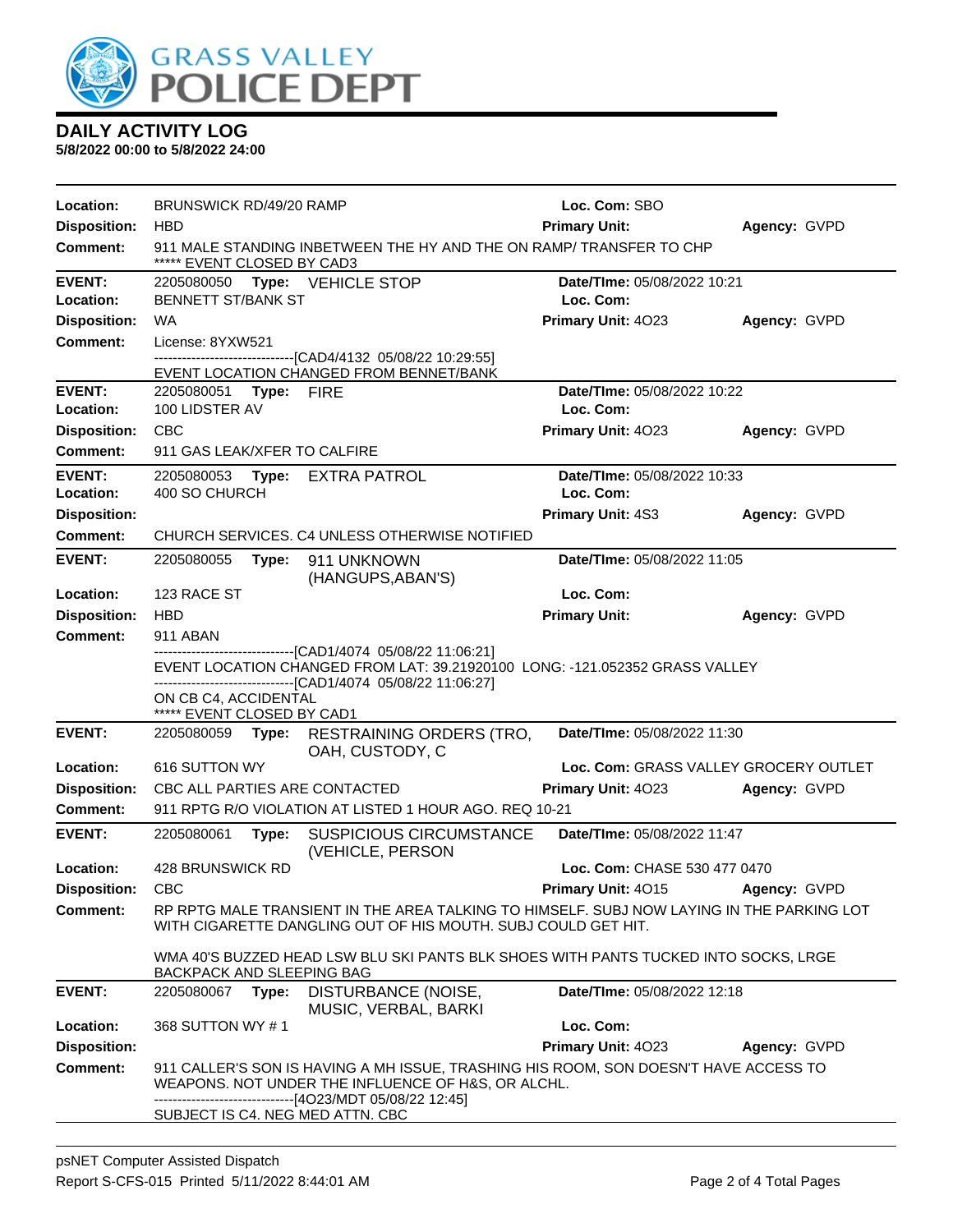# DAILY ACTIVITY LOG

**5/8/2022 00:00 to 5/8/2022 24:00**

**Location:** BRUNSWICK RD/49/20 RAMP | **Loc. Com:** SBO
**Disposition:** HBD | **Primary Unit:** | **Agency:** GVPD
**Comment:** 911 MALE STANDING INBETWEEN THE HY AND THE ON RAMP/ TRANSFER TO CHP
***** EVENT CLOSED BY CAD3

---

**EVENT:** 2205080050 **Type:** VEHICLE STOP | **Date/TIme:** 05/08/2022 10:21
**Location:** BENNETT ST/BANK ST | **Loc. Com:**
**Disposition:** WA | **Primary Unit:** 4O23 | **Agency:** GVPD
**Comment:** License: 8YXW521
------------------------------[CAD4/4132 05/08/22 10:29:55]
EVENT LOCATION CHANGED FROM BENNET/BANK

---

**EVENT:** 2205080051 **Type:** FIRE | **Date/TIme:** 05/08/2022 10:22
**Location:** 100 LIDSTER AV | **Loc. Com:**
**Disposition:** CBC | **Primary Unit:** 4O23 | **Agency:** GVPD
**Comment:** 911 GAS LEAK/XFER TO CALFIRE

---

**EVENT:** 2205080053 **Type:** EXTRA PATROL | **Date/TIme:** 05/08/2022 10:33
**Location:** 400 SO CHURCH | **Loc. Com:**
**Disposition:** | **Primary Unit:** 4S3 | **Agency:** GVPD
**Comment:** CHURCH SERVICES. C4 UNLESS OTHERWISE NOTIFIED

---

**EVENT:** 2205080055 **Type:** 911 UNKNOWN (HANGUPS,ABAN'S) | **Date/TIme:** 05/08/2022 11:05
**Location:** 123 RACE ST | **Loc. Com:**
**Disposition:** HBD | **Primary Unit:** | **Agency:** GVPD
**Comment:** 911 ABAN
------------------------------[CAD1/4074 05/08/22 11:06:21]
EVENT LOCATION CHANGED FROM LAT: 39.21920100 LONG: -121.052352 GRASS VALLEY
------------------------------[CAD1/4074 05/08/22 11:06:27]
ON CB C4, ACCIDENTAL
***** EVENT CLOSED BY CAD1

---

**EVENT:** 2205080059 **Type:** RESTRAINING ORDERS (TRO, OAH, CUSTODY, C | **Date/TIme:** 05/08/2022 11:30
**Location:** 616 SUTTON WY | **Loc. Com:** GRASS VALLEY GROCERY OUTLET
**Disposition:** CBC ALL PARTIES ARE CONTACTED | **Primary Unit:** 4O23 | **Agency:** GVPD
**Comment:** 911 RPTG R/O VIOLATION AT LISTED 1 HOUR AGO. REQ 10-21

---

**EVENT:** 2205080061 **Type:** SUSPICIOUS CIRCUMSTANCE (VEHICLE, PERSON | **Date/TIme:** 05/08/2022 11:47
**Location:** 428 BRUNSWICK RD | **Loc. Com:** CHASE 530 477 0470
**Disposition:** CBC | **Primary Unit:** 4O15 | **Agency:** GVPD
**Comment:** RP RPTG MALE TRANSIENT IN THE AREA TALKING TO HIMSELF. SUBJ NOW LAYING IN THE PARKING LOT WITH CIGARETTE DANGLING OUT OF HIS MOUTH. SUBJ COULD GET HIT.

WMA 40'S BUZZED HEAD LSW BLU SKI PANTS BLK SHOES WITH PANTS TUCKED INTO SOCKS, LRGE BACKPACK AND SLEEPING BAG

---

**EVENT:** 2205080067 **Type:** DISTURBANCE (NOISE, MUSIC, VERBAL, BARKI | **Date/TIme:** 05/08/2022 12:18
**Location:** 368 SUTTON WY # 1 | **Loc. Com:**
**Disposition:** | **Primary Unit:** 4O23 | **Agency:** GVPD
**Comment:** 911 CALLER'S SON IS HAVING A MH ISSUE, TRASHING HIS ROOM, SON DOESN'T HAVE ACCESS TO WEAPONS. NOT UNDER THE INFLUENCE OF H&S, OR ALCHL.
------------------------------[4O23/MDT 05/08/22 12:45]
SUBJECT IS C4. NEG MED ATTN. CBC

---

psNET Computer Assisted Dispatch
Report S-CFS-015 Printed 5/11/2022 8:44:01 AM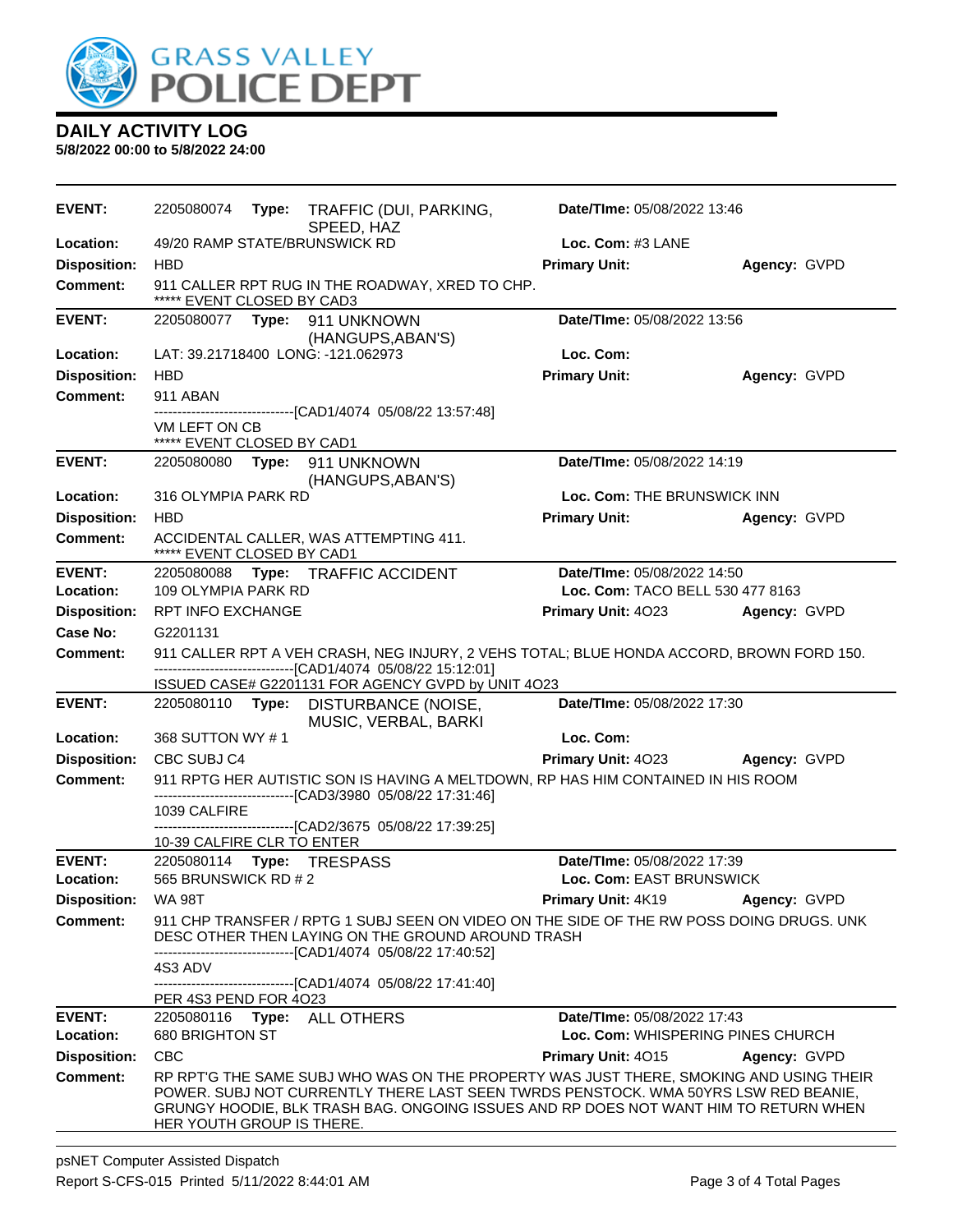# DAILY ACTIVITY LOG

**5/8/2022 00:00 to 5/8/2022 24:00**

| | | | |
|---|---|---|---|
| **EVENT:** 2205080074 **Type:** TRAFFIC (DUI, PARKING, SPEED, HAZ | | **Date/TIme:** 05/08/2022 13:46 | |
| **Location:** 49/20 RAMP STATE/BRUNSWICK RD | | **Loc. Com:** #3 LANE | |
| **Disposition:** HBD | | **Primary Unit:** | **Agency:** GVPD |

**Comment:** 911 CALLER RPT RUG IN THE ROADWAY, XRED TO CHP.
***** EVENT CLOSED BY CAD3

| | | | |
|---|---|---|---|
| **EVENT:** 2205080077 **Type:** 911 UNKNOWN (HANGUPS,ABAN'S) | | **Date/TIme:** 05/08/2022 13:56 | |
| **Location:** LAT: 39.21718400 LONG: -121.062973 | | **Loc. Com:** | |
| **Disposition:** HBD | | **Primary Unit:** | **Agency:** GVPD |

**Comment:** 911 ABAN
------------------------------[CAD1/4074 05/08/22 13:57:48]
VM LEFT ON CB
***** EVENT CLOSED BY CAD1

| | | | |
|---|---|---|---|
| **EVENT:** 2205080080 **Type:** 911 UNKNOWN (HANGUPS,ABAN'S) | | **Date/TIme:** 05/08/2022 14:19 | |
| **Location:** 316 OLYMPIA PARK RD | | **Loc. Com:** THE BRUNSWICK INN | |
| **Disposition:** HBD | | **Primary Unit:** | **Agency:** GVPD |

**Comment:** ACCIDENTAL CALLER, WAS ATTEMPTING 411.
***** EVENT CLOSED BY CAD1

| | | | |
|---|---|---|---|
| **EVENT:** 2205080088 **Type:** TRAFFIC ACCIDENT | | **Date/TIme:** 05/08/2022 14:50 | |
| **Location:** 109 OLYMPIA PARK RD | | **Loc. Com:** TACO BELL 530 477 8163 | |
| **Disposition:** RPT INFO EXCHANGE | | **Primary Unit:** 4O23 | **Agency:** GVPD |
| **Case No:** G2201131 | | | |

**Comment:** 911 CALLER RPT A VEH CRASH, NEG INJURY, 2 VEHS TOTAL; BLUE HONDA ACCORD, BROWN FORD 150.
------------------------------[CAD1/4074 05/08/22 15:12:01]
ISSUED CASE# G2201131 FOR AGENCY GVPD by UNIT 4O23

| | | | |
|---|---|---|---|
| **EVENT:** 2205080110 **Type:** DISTURBANCE (NOISE, MUSIC, VERBAL, BARKI | | **Date/TIme:** 05/08/2022 17:30 | |
| **Location:** 368 SUTTON WY # 1 | | **Loc. Com:** | |
| **Disposition:** CBC SUBJ C4 | | **Primary Unit:** 4O23 | **Agency:** GVPD |

**Comment:** 911 RPTG HER AUTISTIC SON IS HAVING A MELTDOWN, RP HAS HIM CONTAINED IN HIS ROOM
------------------------------[CAD3/3980 05/08/22 17:31:46]
1039 CALFIRE
------------------------------[CAD2/3675 05/08/22 17:39:25]
10-39 CALFIRE CLR TO ENTER

| | | | |
|---|---|---|---|
| **EVENT:** 2205080114 **Type:** TRESPASS | | **Date/TIme:** 05/08/2022 17:39 | |
| **Location:** 565 BRUNSWICK RD # 2 | | **Loc. Com:** EAST BRUNSWICK | |
| **Disposition:** WA 98T | | **Primary Unit:** 4K19 | **Agency:** GVPD |

**Comment:** 911 CHP TRANSFER / RPTG 1 SUBJ SEEN ON VIDEO ON THE SIDE OF THE RW POSS DOING DRUGS. UNK DESC OTHER THEN LAYING ON THE GROUND AROUND TRASH
------------------------------[CAD1/4074 05/08/22 17:40:52]
4S3 ADV
------------------------------[CAD1/4074 05/08/22 17:41:40]
PER 4S3 PEND FOR 4O23

| | | | |
|---|---|---|---|
| **EVENT:** 2205080116 **Type:** ALL OTHERS | | **Date/TIme:** 05/08/2022 17:43 | |
| **Location:** 680 BRIGHTON ST | | **Loc. Com:** WHISPERING PINES CHURCH | |
| **Disposition:** CBC | | **Primary Unit:** 4O15 | **Agency:** GVPD |

**Comment:** RP RPT'G THE SAME SUBJ WHO WAS ON THE PROPERTY WAS JUST THERE, SMOKING AND USING THEIR POWER. SUBJ NOT CURRENTLY THERE LAST SEEN TWRDS PENSTOCK. WMA 50YRS LSW RED BEANIE, GRUNGY HOODIE, BLK TRASH BAG. ONGOING ISSUES AND RP DOES NOT WANT HIM TO RETURN WHEN HER YOUTH GROUP IS THERE.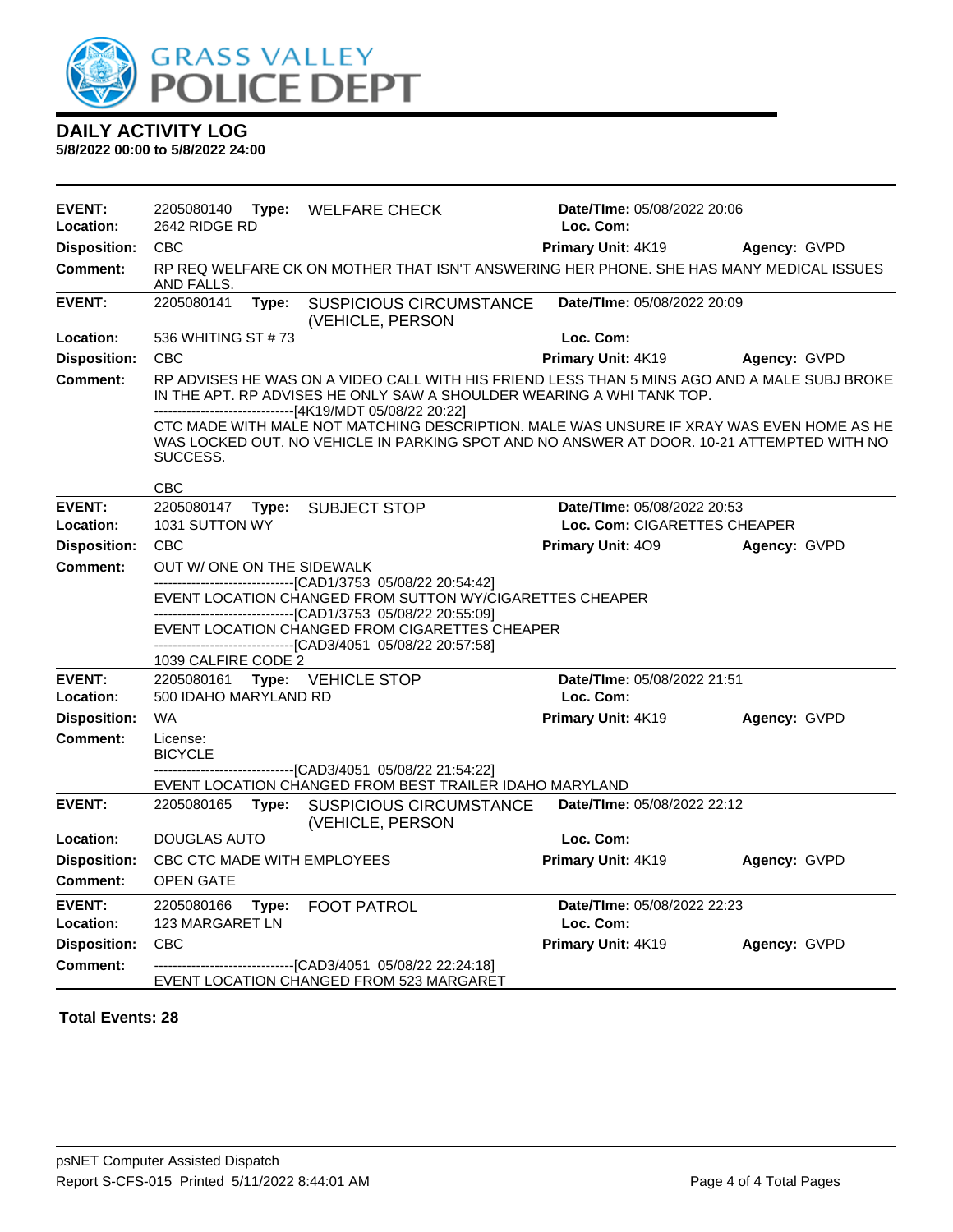GRASS VALLEY POLICE DEPT

## DAILY ACTIVITY LOG

**5/8/2022 00:00 to 5/8/2022 24:00**

| | | | |
|---|---|---|---|
| **EVENT:** 2205080140 **Type:** WELFARE CHECK | **Date/TIme:** 05/08/2022 20:06 | | |
| **Location:** 2642 RIDGE RD | **Loc. Com:** | | |
| **Disposition:** CBC | **Primary Unit:** 4K19 | **Agency:** GVPD | |
| **Comment:** RP REQ WELFARE CK ON MOTHER THAT ISN'T ANSWERING HER PHONE. SHE HAS MANY MEDICAL ISSUES AND FALLS. | | | |

| | | | |
|---|---|---|---|
| **EVENT:** 2205080141 **Type:** SUSPICIOUS CIRCUMSTANCE (VEHICLE, PERSON | **Date/TIme:** 05/08/2022 20:09 | | |
| **Location:** 536 WHITING ST # 73 | **Loc. Com:** | | |
| **Disposition:** CBC | **Primary Unit:** 4K19 | **Agency:** GVPD | |
| **Comment:** RP ADVISES HE WAS ON A VIDEO CALL WITH HIS FRIEND LESS THAN 5 MINS AGO AND A MALE SUBJ BROKE IN THE APT. RP ADVISES HE ONLY SAW A SHOULDER WEARING A WHI TANK TOP. ------------------------------[4K19/MDT 05/08/22 20:22] CTC MADE WITH MALE NOT MATCHING DESCRIPTION. MALE WAS UNSURE IF XRAY WAS EVEN HOME AS HE WAS LOCKED OUT. NO VEHICLE IN PARKING SPOT AND NO ANSWER AT DOOR. 10-21 ATTEMPTED WITH NO SUCCESS. CBC | | | |

| | | | |
|---|---|---|---|
| **EVENT:** 2205080147 **Type:** SUBJECT STOP | **Date/TIme:** 05/08/2022 20:53 | | |
| **Location:** 1031 SUTTON WY | **Loc. Com:** CIGARETTES CHEAPER | | |
| **Disposition:** CBC | **Primary Unit:** 4O9 | **Agency:** GVPD | |
| **Comment:** OUT W/ ONE ON THE SIDEWALK ------------------------------[CAD1/3753 05/08/22 20:54:42] EVENT LOCATION CHANGED FROM SUTTON WY/CIGARETTES CHEAPER ------------------------------[CAD1/3753 05/08/22 20:55:09] EVENT LOCATION CHANGED FROM CIGARETTES CHEAPER ------------------------------[CAD3/4051 05/08/22 20:57:58] 1039 CALFIRE CODE 2 | | | |

| | | | |
|---|---|---|---|
| **EVENT:** 2205080161 **Type:** VEHICLE STOP | **Date/TIme:** 05/08/2022 21:51 | | |
| **Location:** 500 IDAHO MARYLAND RD | **Loc. Com:** | | |
| **Disposition:** WA | **Primary Unit:** 4K19 | **Agency:** GVPD | |
| **Comment:** License: BICYCLE ------------------------------[CAD3/4051 05/08/22 21:54:22] EVENT LOCATION CHANGED FROM BEST TRAILER IDAHO MARYLAND | | | |

| | | | |
|---|---|---|---|
| **EVENT:** 2205080165 **Type:** SUSPICIOUS CIRCUMSTANCE (VEHICLE, PERSON | **Date/TIme:** 05/08/2022 22:12 | | |
| **Location:** DOUGLAS AUTO | **Loc. Com:** | | |
| **Disposition:** CBC CTC MADE WITH EMPLOYEES | **Primary Unit:** 4K19 | **Agency:** GVPD | |
| **Comment:** OPEN GATE | | | |

| | | | |
|---|---|---|---|
| **EVENT:** 2205080166 **Type:** FOOT PATROL | **Date/TIme:** 05/08/2022 22:23 | | |
| **Location:** 123 MARGARET LN | **Loc. Com:** | | |
| **Disposition:** CBC | **Primary Unit:** 4K19 | **Agency:** GVPD | |
| **Comment:** ------------------------------[CAD3/4051 05/08/22 22:24:18] EVENT LOCATION CHANGED FROM 523 MARGARET | | | |

**Total Events: 28**

psNET Computer Assisted Dispatch
Report S-CFS-015 Printed 5/11/2022 8:44:01 AM